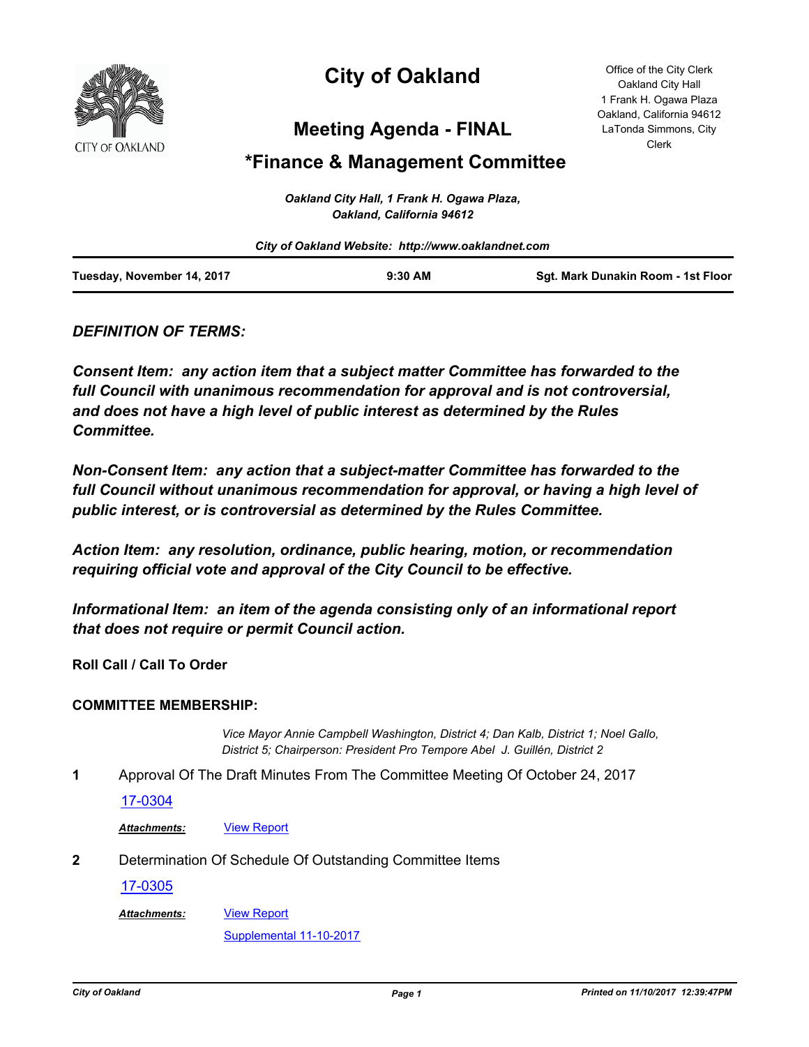# City of Oakland

## Meeting Agenda - FINAL

## *Finance & Management Committee

Office of the City Clerk
Oakland City Hall
1 Frank H. Ogawa Plaza
Oakland, California 94612
LaTonda Simmons, City Clerk

*Oakland City Hall, 1 Frank H. Ogawa Plaza, Oakland, California 94612*

*City of Oakland Website: http://www.oaklandnet.com*

**Tuesday, November 14, 2017** | **9:30 AM** | **Sgt. Mark Dunakin Room - 1st Floor**

***DEFINITION OF TERMS:***

***Consent Item: any action item that a subject matter Committee has forwarded to the full Council with unanimous recommendation for approval and is not controversial, and does not have a high level of public interest as determined by the Rules Committee.***

***Non-Consent Item: any action that a subject-matter Committee has forwarded to the full Council without unanimous recommendation for approval, or having a high level of public interest, or is controversial as determined by the Rules Committee.***

***Action Item: any resolution, ordinance, public hearing, motion, or recommendation requiring official vote and approval of the City Council to be effective.***

***Informational Item: an item of the agenda consisting only of an informational report that does not require or permit Council action.***

**Roll Call / Call To Order**

**COMMITTEE MEMBERSHIP:**

*Vice Mayor Annie Campbell Washington, District 4; Dan Kalb, District 1; Noel Gallo, District 5; Chairperson: President Pro Tempore Abel J. Guillén, District 2*

**1** Approval Of The Draft Minutes From The Committee Meeting Of October 24, 2017

17-0304

***Attachments:*** View Report

**2** Determination Of Schedule Of Outstanding Committee Items

17-0305

***Attachments:*** View Report

Supplemental 11-10-2017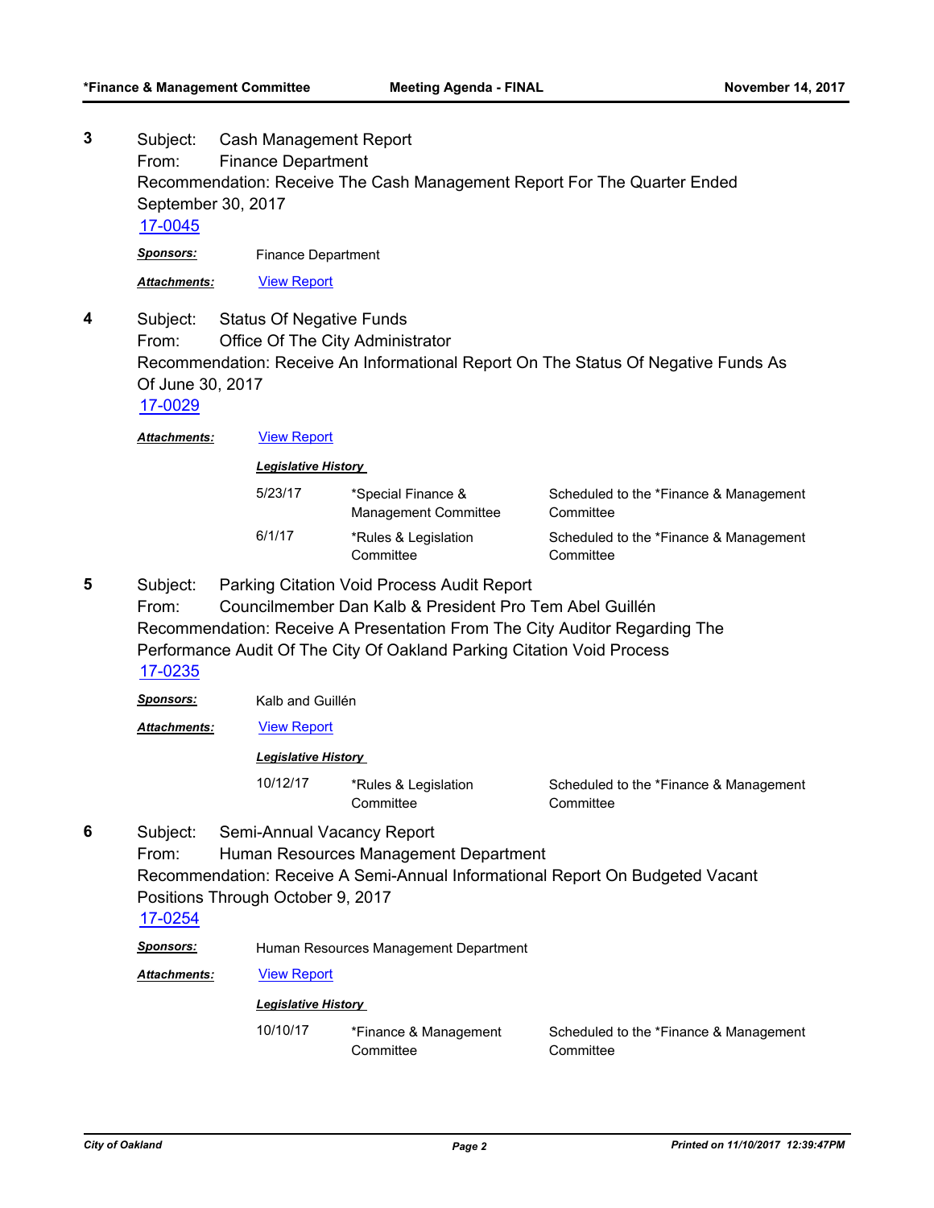**3** Subject: Cash Management Report
From: Finance Department
Recommendation: Receive The Cash Management Report For The Quarter Ended September 30, 2017
[17-0045](17-0045)

***Sponsors:*** Finance Department

***Attachments:*** [View Report](View Report)

**4** Subject: Status Of Negative Funds
From: Office Of The City Administrator
Recommendation: Receive An Informational Report On The Status Of Negative Funds As Of June 30, 2017
[17-0029](17-0029)

***Attachments:*** [View Report](View Report)

***Legislative History***

| | | |
|---|---|---|
| 5/23/17 | *Special Finance & Management Committee | Scheduled to the *Finance & Management Committee |
| 6/1/17 | *Rules & Legislation Committee | Scheduled to the *Finance & Management Committee |

**5** Subject: Parking Citation Void Process Audit Report
From: Councilmember Dan Kalb & President Pro Tem Abel Guillén
Recommendation: Receive A Presentation From The City Auditor Regarding The Performance Audit Of The City Of Oakland Parking Citation Void Process
[17-0235](17-0235)

***Sponsors:*** Kalb and Guillén

***Attachments:*** [View Report](View Report)

***Legislative History***

| | | |
|---|---|---|
| 10/12/17 | *Rules & Legislation Committee | Scheduled to the *Finance & Management Committee |

**6** Subject: Semi-Annual Vacancy Report
From: Human Resources Management Department
Recommendation: Receive A Semi-Annual Informational Report On Budgeted Vacant Positions Through October 9, 2017
[17-0254](17-0254)

***Sponsors:*** Human Resources Management Department

***Attachments:*** [View Report](View Report)

***Legislative History***

| | | |
|---|---|---|
| 10/10/17 | *Finance & Management Committee | Scheduled to the *Finance & Management Committee |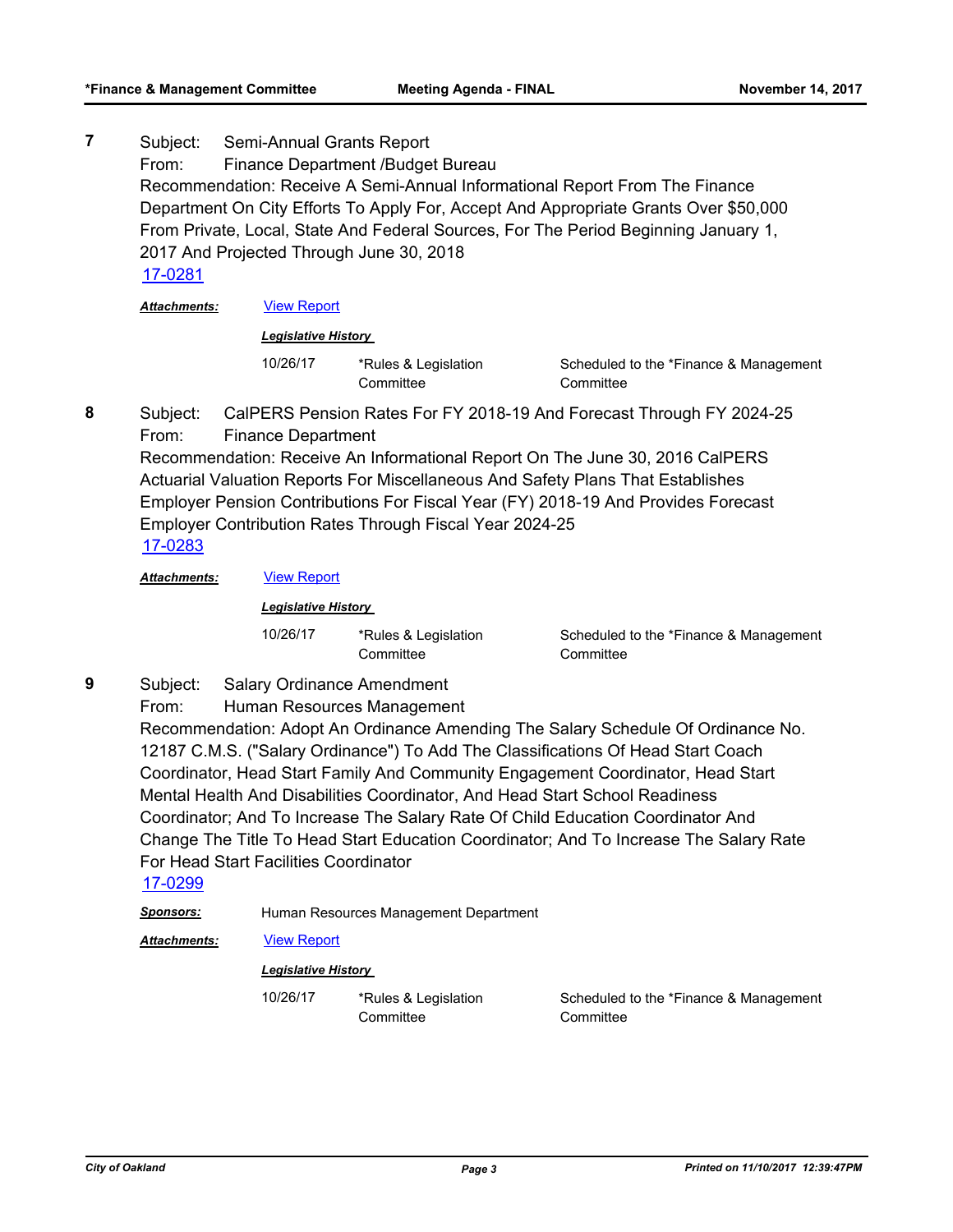**7** Subject: Semi-Annual Grants Report
From: Finance Department /Budget Bureau
Recommendation: Receive A Semi-Annual Informational Report From The Finance Department On City Efforts To Apply For, Accept And Appropriate Grants Over $50,000 From Private, Local, State And Federal Sources, For The Period Beginning January 1, 2017 And Projected Through June 30, 2018
17-0281

***Attachments:*** View Report

***Legislative History***

| | | |
|---|---|---|
| 10/26/17 | *Rules & Legislation Committee | Scheduled to the *Finance & Management Committee |

**8** Subject: CalPERS Pension Rates For FY 2018-19 And Forecast Through FY 2024-25
From: Finance Department
Recommendation: Receive An Informational Report On The June 30, 2016 CalPERS Actuarial Valuation Reports For Miscellaneous And Safety Plans That Establishes Employer Pension Contributions For Fiscal Year (FY) 2018-19 And Provides Forecast Employer Contribution Rates Through Fiscal Year 2024-25
17-0283

***Attachments:*** View Report

***Legislative History***

| | | |
|---|---|---|
| 10/26/17 | *Rules & Legislation Committee | Scheduled to the *Finance & Management Committee |

**9** Subject: Salary Ordinance Amendment
From: Human Resources Management
Recommendation: Adopt An Ordinance Amending The Salary Schedule Of Ordinance No. 12187 C.M.S. ("Salary Ordinance") To Add The Classifications Of Head Start Coach Coordinator, Head Start Family And Community Engagement Coordinator, Head Start Mental Health And Disabilities Coordinator, And Head Start School Readiness Coordinator; And To Increase The Salary Rate Of Child Education Coordinator And Change The Title To Head Start Education Coordinator; And To Increase The Salary Rate For Head Start Facilities Coordinator
17-0299

***Sponsors:*** Human Resources Management Department

***Attachments:*** View Report

***Legislative History***

| | | |
|---|---|---|
| 10/26/17 | *Rules & Legislation Committee | Scheduled to the *Finance & Management Committee |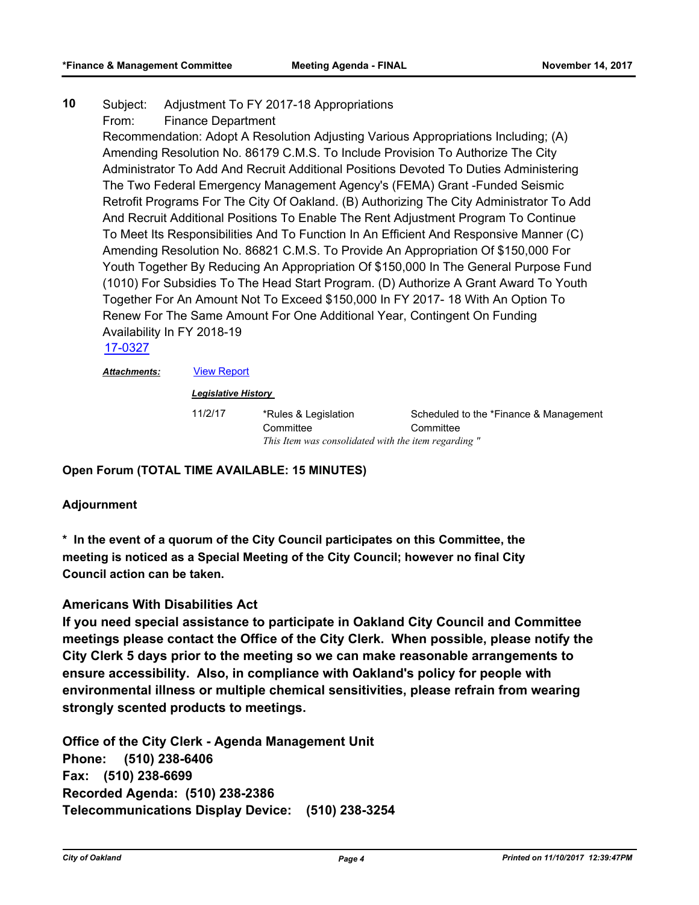**10** Subject: Adjustment To FY 2017-18 Appropriations

From: Finance Department

Recommendation: Adopt A Resolution Adjusting Various Appropriations Including; (A) Amending Resolution No. 86179 C.M.S. To Include Provision To Authorize The City Administrator To Add And Recruit Additional Positions Devoted To Duties Administering The Two Federal Emergency Management Agency's (FEMA) Grant -Funded Seismic Retrofit Programs For The City Of Oakland. (B) Authorizing The City Administrator To Add And Recruit Additional Positions To Enable The Rent Adjustment Program To Continue To Meet Its Responsibilities And To Function In An Efficient And Responsive Manner (C) Amending Resolution No. 86821 C.M.S. To Provide An Appropriation Of $150,000 For Youth Together By Reducing An Appropriation Of $150,000 In The General Purpose Fund (1010) For Subsidies To The Head Start Program. (D) Authorize A Grant Award To Youth Together For An Amount Not To Exceed $150,000 In FY 2017- 18 With An Option To Renew For The Same Amount For One Additional Year, Contingent On Funding Availability In FY 2018-19

17-0327

***Attachments:*** View Report

***Legislative History***

| | | |
|---|---|---|
| 11/2/17 | *Rules & Legislation Committee | Scheduled to the *Finance & Management Committee |
| | *This Item was consolidated with the item regarding "* | |

**Open Forum (TOTAL TIME AVAILABLE: 15 MINUTES)**

**Adjournment**

**\* In the event of a quorum of the City Council participates on this Committee, the meeting is noticed as a Special Meeting of the City Council; however no final City Council action can be taken.**

**Americans With Disabilities Act**

**If you need special assistance to participate in Oakland City Council and Committee meetings please contact the Office of the City Clerk. When possible, please notify the City Clerk 5 days prior to the meeting so we can make reasonable arrangements to ensure accessibility. Also, in compliance with Oakland's policy for people with environmental illness or multiple chemical sensitivities, please refrain from wearing strongly scented products to meetings.**

**Office of the City Clerk - Agenda Management Unit**
**Phone: (510) 238-6406**
**Fax: (510) 238-6699**
**Recorded Agenda: (510) 238-2386**
**Telecommunications Display Device: (510) 238-3254**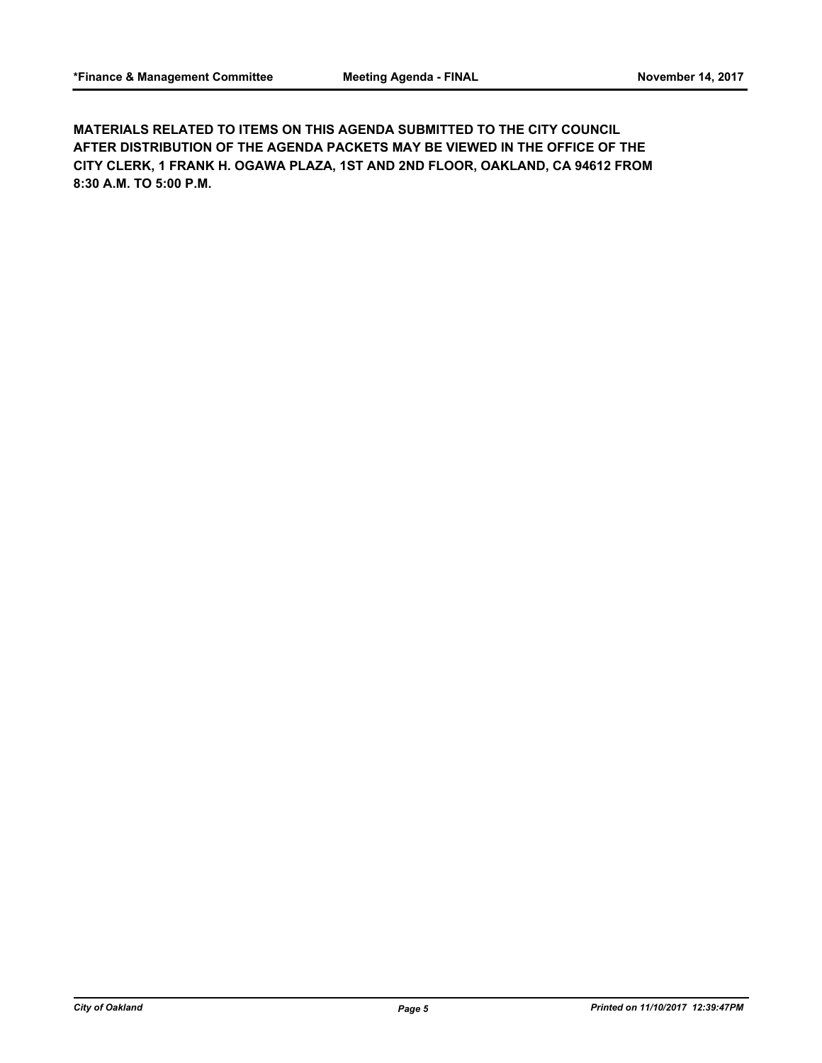**MATERIALS RELATED TO ITEMS ON THIS AGENDA SUBMITTED TO THE CITY COUNCIL AFTER DISTRIBUTION OF THE AGENDA PACKETS MAY BE VIEWED IN THE OFFICE OF THE CITY CLERK, 1 FRANK H. OGAWA PLAZA, 1ST AND 2ND FLOOR, OAKLAND, CA 94612 FROM 8:30 A.M. TO 5:00 P.M.**